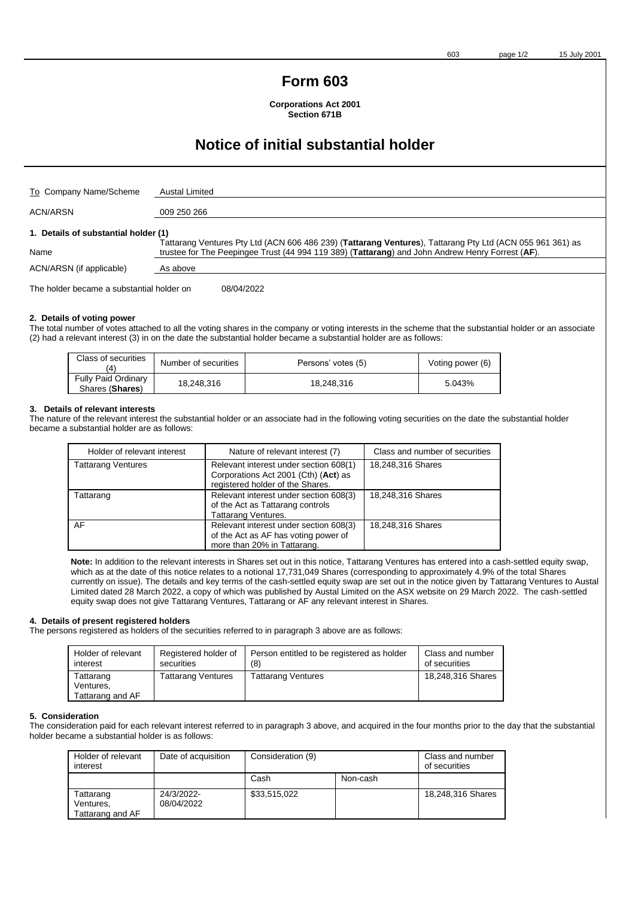# Form 603

**Corporations Act 2001**
**Section 671B**

# Notice of initial substantial holder

| | |
|---|---|
| To Company Name/Scheme | Austal Limited |
| ACN/ARSN | 009 250 266 |

**1. Details of substantial holder (1)**

| | |
|---|---|
| Name | Tattarang Ventures Pty Ltd (ACN 606 486 239) (**Tattarang Ventures**), Tattarang Pty Ltd (ACN 055 961 361) as trustee for The Peepingee Trust (44 994 119 389) (**Tattarang**) and John Andrew Henry Forrest (**AF**). |
| ACN/ARSN (if applicable) | As above |

The holder became a substantial holder on 08/04/2022

**2. Details of voting power**

The total number of votes attached to all the voting shares in the company or voting interests in the scheme that the substantial holder or an associate (2) had a relevant interest (3) in on the date the substantial holder became a substantial holder are as follows:

| Class of securities (4) | Number of securities | Persons' votes (5) | Voting power (6) |
|---|---|---|---|
| Fully Paid Ordinary Shares (**Shares**) | 18,248,316 | 18,248,316 | 5.043% |

**3. Details of relevant interests**

The nature of the relevant interest the substantial holder or an associate had in the following voting securities on the date the substantial holder became a substantial holder are as follows:

| Holder of relevant interest | Nature of relevant interest (7) | Class and number of securities |
|---|---|---|
| Tattarang Ventures | Relevant interest under section 608(1) Corporations Act 2001 (Cth) (**Act**) as registered holder of the Shares. | 18,248,316 Shares |
| Tattarang | Relevant interest under section 608(3) of the Act as Tattarang controls Tattarang Ventures. | 18,248,316 Shares |
| AF | Relevant interest under section 608(3) of the Act as AF has voting power of more than 20% in Tattarang. | 18,248,316 Shares |

**Note:** In addition to the relevant interests in Shares set out in this notice, Tattarang Ventures has entered into a cash-settled equity swap, which as at the date of this notice relates to a notional 17,731,049 Shares (corresponding to approximately 4.9% of the total Shares currently on issue). The details and key terms of the cash-settled equity swap are set out in the notice given by Tattarang Ventures to Austal Limited dated 28 March 2022, a copy of which was published by Austal Limited on the ASX website on 29 March 2022. The cash-settled equity swap does not give Tattarang Ventures, Tattarang or AF any relevant interest in Shares.

**4. Details of present registered holders**

The persons registered as holders of the securities referred to in paragraph 3 above are as follows:

| Holder of relevant interest | Registered holder of securities | Person entitled to be registered as holder (8) | Class and number of securities |
|---|---|---|---|
| Tattarang Ventures, Tattarang and AF | Tattarang Ventures | Tattarang Ventures | 18,248,316 Shares |

**5. Consideration**

The consideration paid for each relevant interest referred to in paragraph 3 above, and acquired in the four months prior to the day that the substantial holder became a substantial holder is as follows:

| Holder of relevant interest | Date of acquisition | Consideration (9) | | Class and number of securities |
|---|---|---|---|---|
| | | Cash | Non-cash | |
| Tattarang Ventures, Tattarang and AF | 24/3/2022-08/04/2022 | $33,515,022 | | 18,248,316 Shares |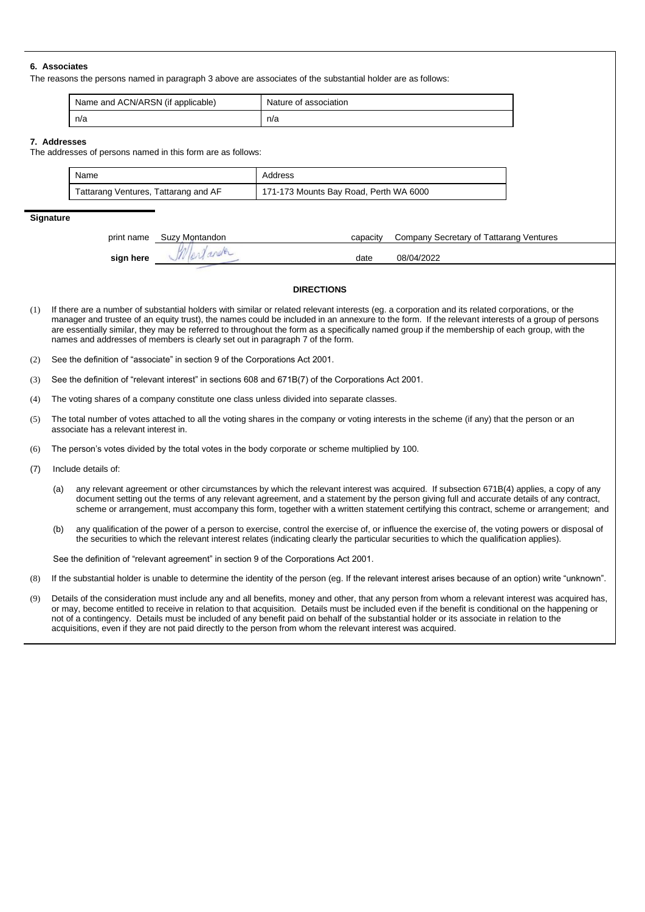### 6. Associates

The reasons the persons named in paragraph 3 above are associates of the substantial holder are as follows:

| Name and ACN/ARSN (if applicable) | Nature of association |
|---|---|
| n/a | n/a |

### 7. Addresses

The addresses of persons named in this form are as follows:

| Name | Address |
|---|---|
| Tattarang Ventures, Tattarang and AF | 171-173 Mounts Bay Road, Perth WA 6000 |

## Signature

| | | | |
|---|---|---|---|
| print name | Suzy Montandon | capacity | Company Secretary of Tattarang Ventures |
| **sign here** | | date | 08/04/2022 |

## DIRECTIONS

(1) If there are a number of substantial holders with similar or related relevant interests (eg. a corporation and its related corporations, or the manager and trustee of an equity trust), the names could be included in an annexure to the form. If the relevant interests of a group of persons are essentially similar, they may be referred to throughout the form as a specifically named group if the membership of each group, with the names and addresses of members is clearly set out in paragraph 7 of the form.

(2) See the definition of "associate" in section 9 of the Corporations Act 2001.

(3) See the definition of "relevant interest" in sections 608 and 671B(7) of the Corporations Act 2001.

(4) The voting shares of a company constitute one class unless divided into separate classes.

(5) The total number of votes attached to all the voting shares in the company or voting interests in the scheme (if any) that the person or an associate has a relevant interest in.

(6) The person's votes divided by the total votes in the body corporate or scheme multiplied by 100.

(7) Include details of:

(a) any relevant agreement or other circumstances by which the relevant interest was acquired. If subsection 671B(4) applies, a copy of any document setting out the terms of any relevant agreement, and a statement by the person giving full and accurate details of any contract, scheme or arrangement, must accompany this form, together with a written statement certifying this contract, scheme or arrangement; and

(b) any qualification of the power of a person to exercise, control the exercise of, or influence the exercise of, the voting powers or disposal of the securities to which the relevant interest relates (indicating clearly the particular securities to which the qualification applies).

See the definition of "relevant agreement" in section 9 of the Corporations Act 2001.

(8) If the substantial holder is unable to determine the identity of the person (eg. If the relevant interest arises because of an option) write "unknown".

(9) Details of the consideration must include any and all benefits, money and other, that any person from whom a relevant interest was acquired has, or may, become entitled to receive in relation to that acquisition. Details must be included even if the benefit is conditional on the happening or not of a contingency. Details must be included of any benefit paid on behalf of the substantial holder or its associate in relation to the acquisitions, even if they are not paid directly to the person from whom the relevant interest was acquired.